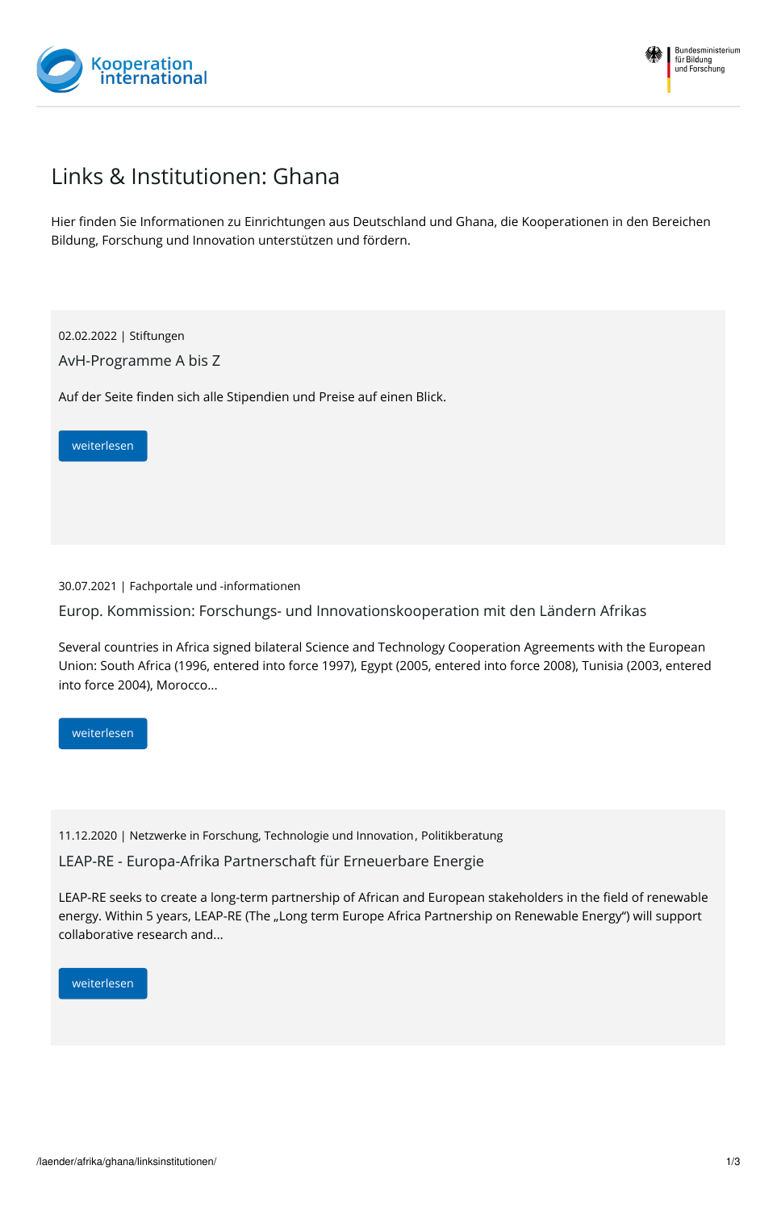# Links & Institutionen: Ghana

Hier finden Sie Informationen zu Einrichtungen aus Deutschland und Ghana, die Kooperationen in den Bereichen Bildung, Forschung und Innovation unterstützen und fördern.

02.02.2022 | Stiftungen

## AvH-Programme A bis Z

Auf der Seite finden sich alle Stipendien und Preise auf einen Blick.

weiterlesen

30.07.2021 | Fachportale und -informationen

## Europ. Kommission: Forschungs- und Innovationskooperation mit den Ländern Afrikas

Several countries in Africa signed bilateral Science and Technology Cooperation Agreements with the European Union: South Africa (1996, entered into force 1997), Egypt (2005, entered into force 2008), Tunisia (2003, entered into force 2004), Morocco...

weiterlesen

11.12.2020 | Netzwerke in Forschung, Technologie und Innovation, Politikberatung

## LEAP-RE - Europa-Afrika Partnerschaft für Erneuerbare Energie

LEAP-RE seeks to create a long-term partnership of African and European stakeholders in the field of renewable energy. Within 5 years, LEAP-RE (The „Long term Europe Africa Partnership on Renewable Energy“) will support collaborative research and...

weiterlesen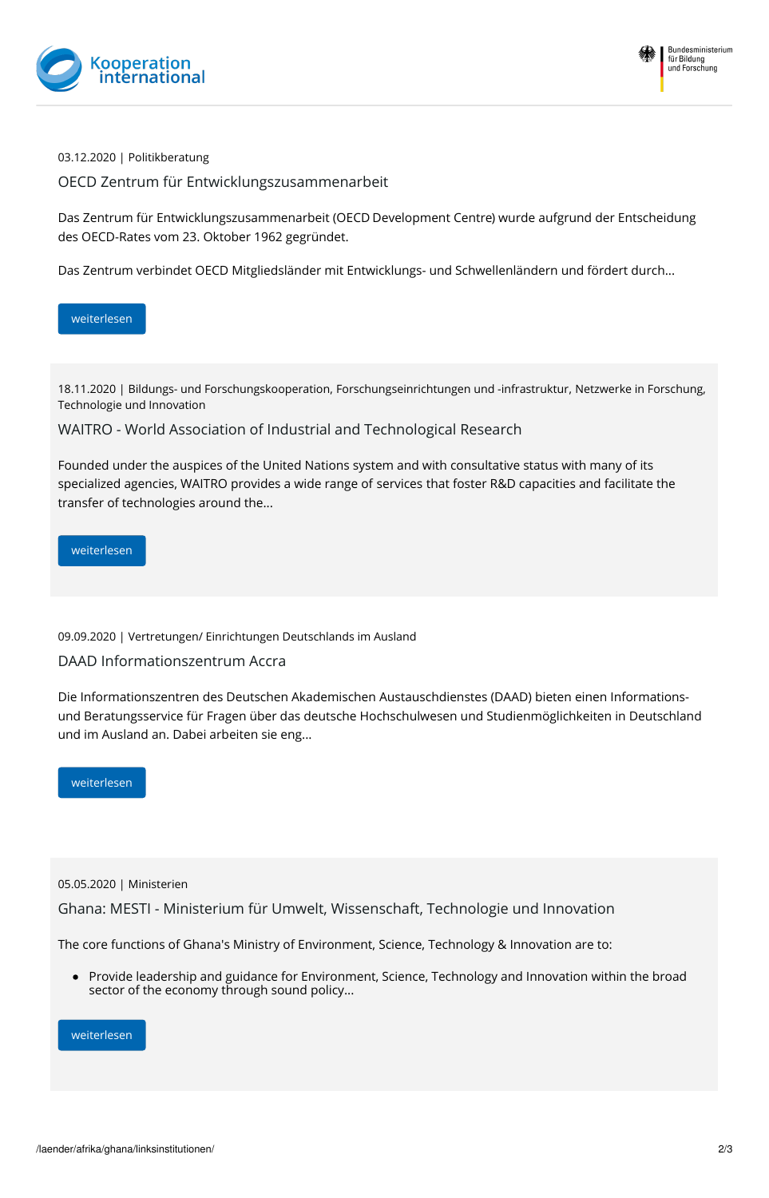03.12.2020 | Politikberatung

## OECD Zentrum für Entwicklungszusammenarbeit

Das Zentrum für Entwicklungszusammenarbeit (OECD Development Centre) wurde aufgrund der Entscheidung des OECD-Rates vom 23. Oktober 1962 gegründet.

Das Zentrum verbindet OECD Mitgliedsländer mit Entwicklungs- und Schwellenländern und fördert durch...

weiterlesen

18.11.2020 | Bildungs- und Forschungskooperation, Forschungseinrichtungen und -infrastruktur, Netzwerke in Forschung, Technologie und Innovation

## WAITRO - World Association of Industrial and Technological Research

Founded under the auspices of the United Nations system and with consultative status with many of its specialized agencies, WAITRO provides a wide range of services that foster R&D capacities and facilitate the transfer of technologies around the...

weiterlesen

09.09.2020 | Vertretungen/ Einrichtungen Deutschlands im Ausland

## DAAD Informationszentrum Accra

Die Informationszentren des Deutschen Akademischen Austauschdienstes (DAAD) bieten einen Informations- und Beratungsservice für Fragen über das deutsche Hochschulwesen und Studienmöglichkeiten in Deutschland und im Ausland an. Dabei arbeiten sie eng...

weiterlesen

05.05.2020 | Ministerien

## Ghana: MESTI - Ministerium für Umwelt, Wissenschaft, Technologie und Innovation

The core functions of Ghana's Ministry of Environment, Science, Technology & Innovation are to:

- Provide leadership and guidance for Environment, Science, Technology and Innovation within the broad sector of the economy through sound policy...

weiterlesen

/laender/afrika/ghana/linksinstitutionen/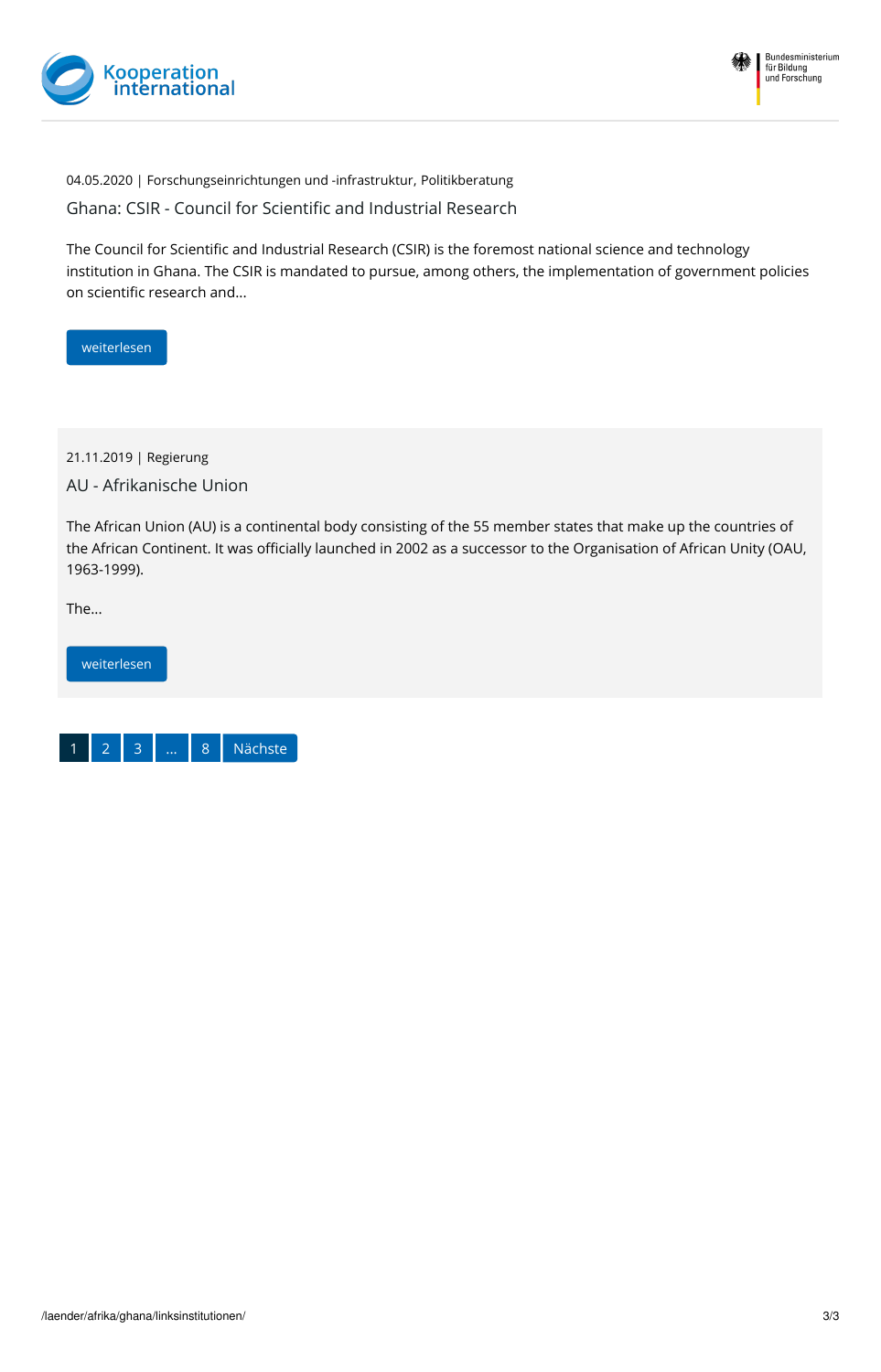04.05.2020 | Forschungseinrichtungen und -infrastruktur, Politikberatung

Ghana: CSIR - Council for Scientific and Industrial Research

The Council for Scientific and Industrial Research (CSIR) is the foremost national science and technology institution in Ghana. The CSIR is mandated to pursue, among others, the implementation of government policies on scientific research and...

weiterlesen

21.11.2019 | Regierung

AU - Afrikanische Union

The African Union (AU) is a continental body consisting of the 55 member states that make up the countries of the African Continent. It was officially launched in 2002 as a successor to the Organisation of African Unity (OAU, 1963-1999).

The...

weiterlesen

1 2 3 ... 8 Nächste

/laender/afrika/ghana/linksinstitutionen/